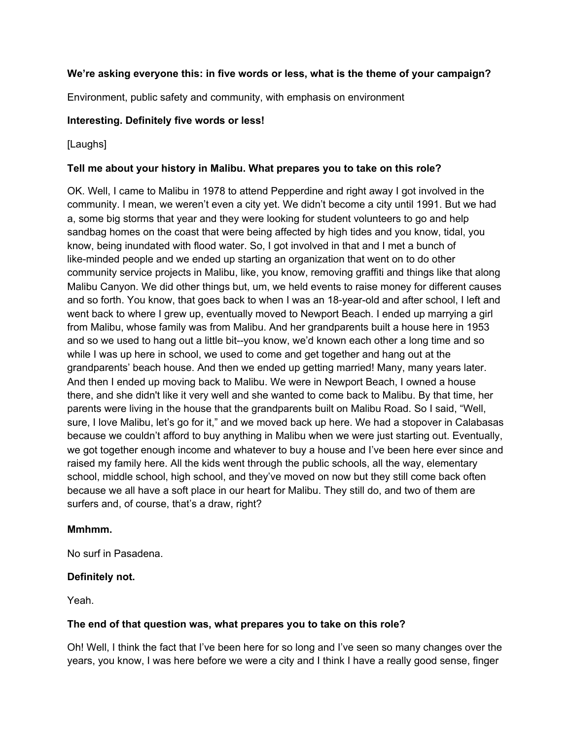**We're asking everyone this: in five words or less, what is the theme of your campaign?**

Environment, public safety and community, with emphasis on environment

**Interesting. Definitely five words or less!**

[Laughs]

**Tell me about your history in Malibu. What prepares you to take on this role?**

OK. Well, I came to Malibu in 1978 to attend Pepperdine and right away I got involved in the community. I mean, we weren't even a city yet. We didn't become a city until 1991. But we had a, some big storms that year and they were looking for student volunteers to go and help sandbag homes on the coast that were being affected by high tides and you know, tidal, you know, being inundated with flood water. So, I got involved in that and I met a bunch of like-minded people and we ended up starting an organization that went on to do other community service projects in Malibu, like, you know, removing graffiti and things like that along Malibu Canyon. We did other things but, um, we held events to raise money for different causes and so forth. You know, that goes back to when I was an 18-year-old and after school, I left and went back to where I grew up, eventually moved to Newport Beach. I ended up marrying a girl from Malibu, whose family was from Malibu. And her grandparents built a house here in 1953 and so we used to hang out a little bit--you know, we'd known each other a long time and so while I was up here in school, we used to come and get together and hang out at the grandparents' beach house. And then we ended up getting married! Many, many years later. And then I ended up moving back to Malibu. We were in Newport Beach, I owned a house there, and she didn't like it very well and she wanted to come back to Malibu. By that time, her parents were living in the house that the grandparents built on Malibu Road. So I said, "Well, sure, I love Malibu, let's go for it," and we moved back up here. We had a stopover in Calabasas because we couldn't afford to buy anything in Malibu when we were just starting out. Eventually, we got together enough income and whatever to buy a house and I've been here ever since and raised my family here. All the kids went through the public schools, all the way, elementary school, middle school, high school, and they've moved on now but they still come back often because we all have a soft place in our heart for Malibu. They still do, and two of them are surfers and, of course, that's a draw, right?

**Mmhmm.**

No surf in Pasadena.

**Definitely not.**

Yeah.

**The end of that question was, what prepares you to take on this role?**

Oh! Well, I think the fact that I've been here for so long and I've seen so many changes over the years, you know, I was here before we were a city and I think I have a really good sense, finger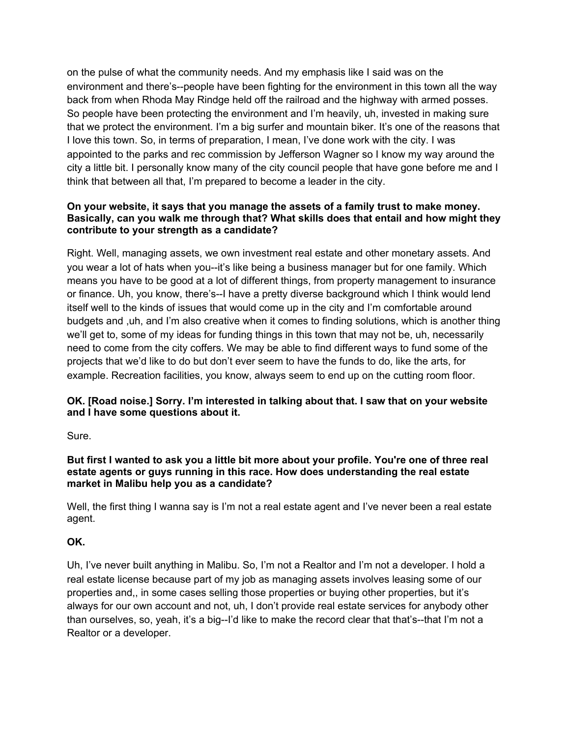on the pulse of what the community needs. And my emphasis like I said was on the environment and there's--people have been fighting for the environment in this town all the way back from when Rhoda May Rindge held off the railroad and the highway with armed posses. So people have been protecting the environment and I'm heavily, uh, invested in making sure that we protect the environment. I'm a big surfer and mountain biker. It's one of the reasons that I love this town. So, in terms of preparation, I mean, I've done work with the city. I was appointed to the parks and rec commission by Jefferson Wagner so I know my way around the city a little bit. I personally know many of the city council people that have gone before me and I think that between all that, I'm prepared to become a leader in the city.

**On your website, it says that you manage the assets of a family trust to make money. Basically, can you walk me through that? What skills does that entail and how might they contribute to your strength as a candidate?**

Right. Well, managing assets, we own investment real estate and other monetary assets. And you wear a lot of hats when you--it's like being a business manager but for one family. Which means you have to be good at a lot of different things, from property management to insurance or finance. Uh, you know, there's--I have a pretty diverse background which I think would lend itself well to the kinds of issues that would come up in the city and I'm comfortable around budgets and ,uh, and I'm also creative when it comes to finding solutions, which is another thing we'll get to, some of my ideas for funding things in this town that may not be, uh, necessarily need to come from the city coffers. We may be able to find different ways to fund some of the projects that we'd like to do but don't ever seem to have the funds to do, like the arts, for example. Recreation facilities, you know, always seem to end up on the cutting room floor.

**OK. [Road noise.] Sorry. I'm interested in talking about that. I saw that on your website and I have some questions about it.**

Sure.

**But first I wanted to ask you a little bit more about your profile. You're one of three real estate agents or guys running in this race. How does understanding the real estate market in Malibu help you as a candidate?**

Well, the first thing I wanna say is I'm not a real estate agent and I've never been a real estate agent.

**OK.**

Uh, I've never built anything in Malibu. So, I'm not a Realtor and I'm not a developer. I hold a real estate license because part of my job as managing assets involves leasing some of our properties and,, in some cases selling those properties or buying other properties, but it's always for our own account and not, uh, I don't provide real estate services for anybody other than ourselves, so, yeah, it's a big--I'd like to make the record clear that that's--that I'm not a Realtor or a developer.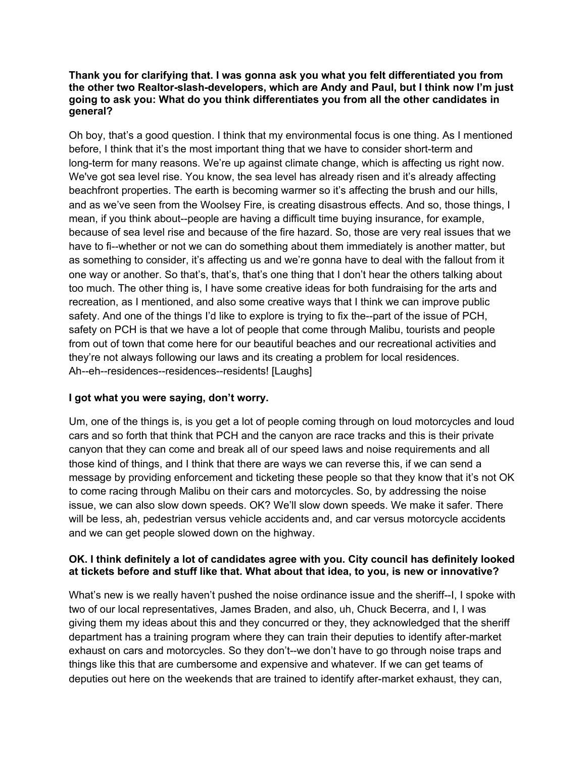**Thank you for clarifying that. I was gonna ask you what you felt differentiated you from the other two Realtor-slash-developers, which are Andy and Paul, but I think now I'm just going to ask you: What do you think differentiates you from all the other candidates in general?**

Oh boy, that's a good question. I think that my environmental focus is one thing. As I mentioned before, I think that it's the most important thing that we have to consider short-term and long-term for many reasons. We're up against climate change, which is affecting us right now. We've got sea level rise. You know, the sea level has already risen and it's already affecting beachfront properties. The earth is becoming warmer so it's affecting the brush and our hills, and as we've seen from the Woolsey Fire, is creating disastrous effects. And so, those things, I mean, if you think about--people are having a difficult time buying insurance, for example, because of sea level rise and because of the fire hazard. So, those are very real issues that we have to fi--whether or not we can do something about them immediately is another matter, but as something to consider, it's affecting us and we're gonna have to deal with the fallout from it one way or another. So that's, that's, that's one thing that I don't hear the others talking about too much. The other thing is, I have some creative ideas for both fundraising for the arts and recreation, as I mentioned, and also some creative ways that I think we can improve public safety. And one of the things I'd like to explore is trying to fix the--part of the issue of PCH, safety on PCH is that we have a lot of people that come through Malibu, tourists and people from out of town that come here for our beautiful beaches and our recreational activities and they're not always following our laws and its creating a problem for local residences. Ah--eh--residences--residences--residents! [Laughs]

**I got what you were saying, don't worry.**

Um, one of the things is, is you get a lot of people coming through on loud motorcycles and loud cars and so forth that think that PCH and the canyon are race tracks and this is their private canyon that they can come and break all of our speed laws and noise requirements and all those kind of things, and I think that there are ways we can reverse this, if we can send a message by providing enforcement and ticketing these people so that they know that it's not OK to come racing through Malibu on their cars and motorcycles. So, by addressing the noise issue, we can also slow down speeds. OK? We'll slow down speeds. We make it safer. There will be less, ah, pedestrian versus vehicle accidents and, and car versus motorcycle accidents and we can get people slowed down on the highway.

**OK. I think definitely a lot of candidates agree with you. City council has definitely looked at tickets before and stuff like that. What about that idea, to you, is new or innovative?**

What's new is we really haven't pushed the noise ordinance issue and the sheriff--I, I spoke with two of our local representatives, James Braden, and also, uh, Chuck Becerra, and I, I was giving them my ideas about this and they concurred or they, they acknowledged that the sheriff department has a training program where they can train their deputies to identify after-market exhaust on cars and motorcycles. So they don't--we don't have to go through noise traps and things like this that are cumbersome and expensive and whatever. If we can get teams of deputies out here on the weekends that are trained to identify after-market exhaust, they can,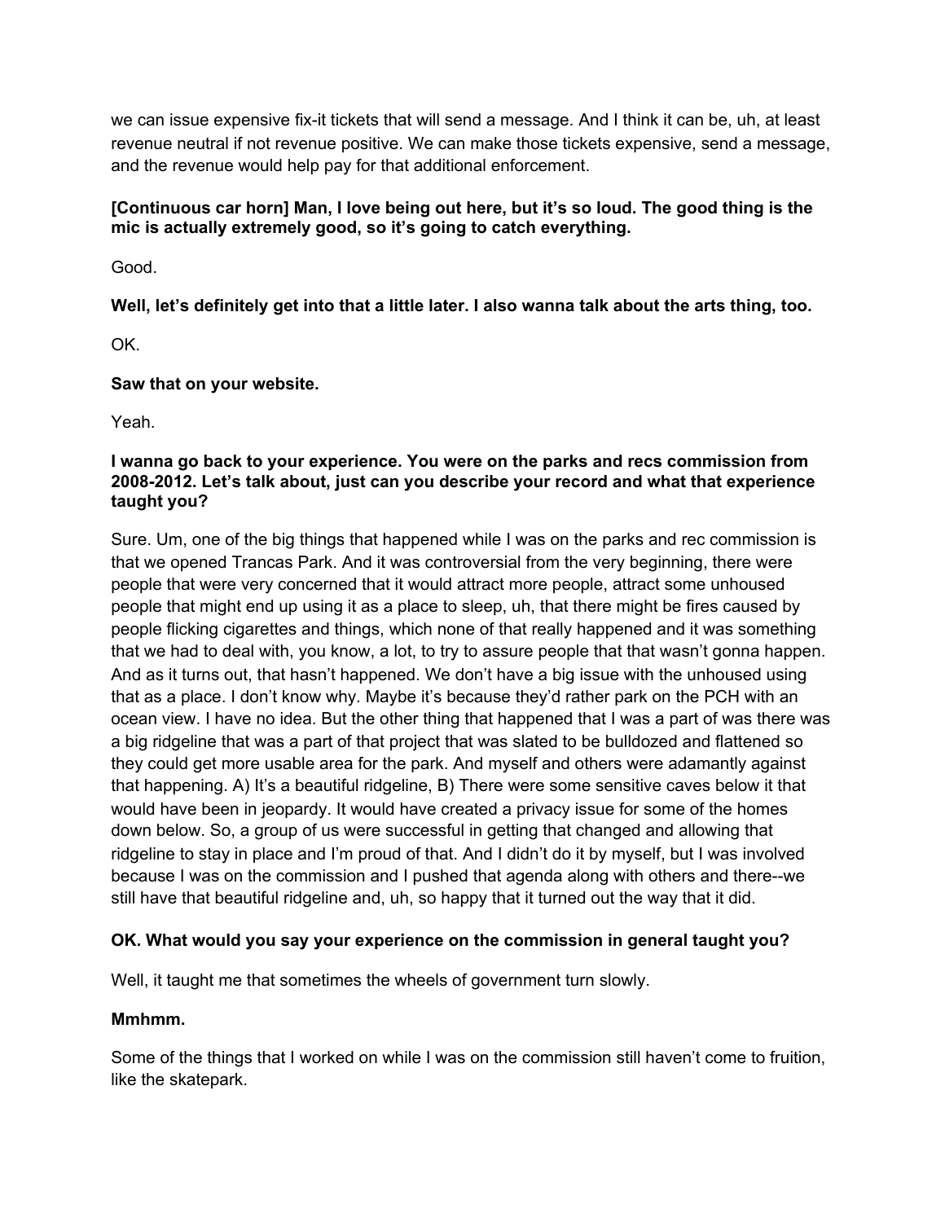we can issue expensive fix-it tickets that will send a message. And I think it can be, uh, at least revenue neutral if not revenue positive. We can make those tickets expensive, send a message, and the revenue would help pay for that additional enforcement.

**[Continuous car horn] Man, I love being out here, but it's so loud. The good thing is the mic is actually extremely good, so it's going to catch everything.**

Good.

**Well, let's definitely get into that a little later. I also wanna talk about the arts thing, too.**

OK.

**Saw that on your website.**

Yeah.

**I wanna go back to your experience. You were on the parks and recs commission from 2008-2012. Let's talk about, just can you describe your record and what that experience taught you?**

Sure. Um, one of the big things that happened while I was on the parks and rec commission is that we opened Trancas Park. And it was controversial from the very beginning, there were people that were very concerned that it would attract more people, attract some unhoused people that might end up using it as a place to sleep, uh, that there might be fires caused by people flicking cigarettes and things, which none of that really happened and it was something that we had to deal with, you know, a lot, to try to assure people that that wasn't gonna happen. And as it turns out, that hasn't happened. We don't have a big issue with the unhoused using that as a place. I don't know why. Maybe it's because they'd rather park on the PCH with an ocean view. I have no idea. But the other thing that happened that I was a part of was there was a big ridgeline that was a part of that project that was slated to be bulldozed and flattened so they could get more usable area for the park. And myself and others were adamantly against that happening. A) It's a beautiful ridgeline, B) There were some sensitive caves below it that would have been in jeopardy. It would have created a privacy issue for some of the homes down below. So, a group of us were successful in getting that changed and allowing that ridgeline to stay in place and I'm proud of that. And I didn't do it by myself, but I was involved because I was on the commission and I pushed that agenda along with others and there--we still have that beautiful ridgeline and, uh, so happy that it turned out the way that it did.

**OK. What would you say your experience on the commission in general taught you?**

Well, it taught me that sometimes the wheels of government turn slowly.

**Mmhmm.**

Some of the things that I worked on while I was on the commission still haven't come to fruition, like the skatepark.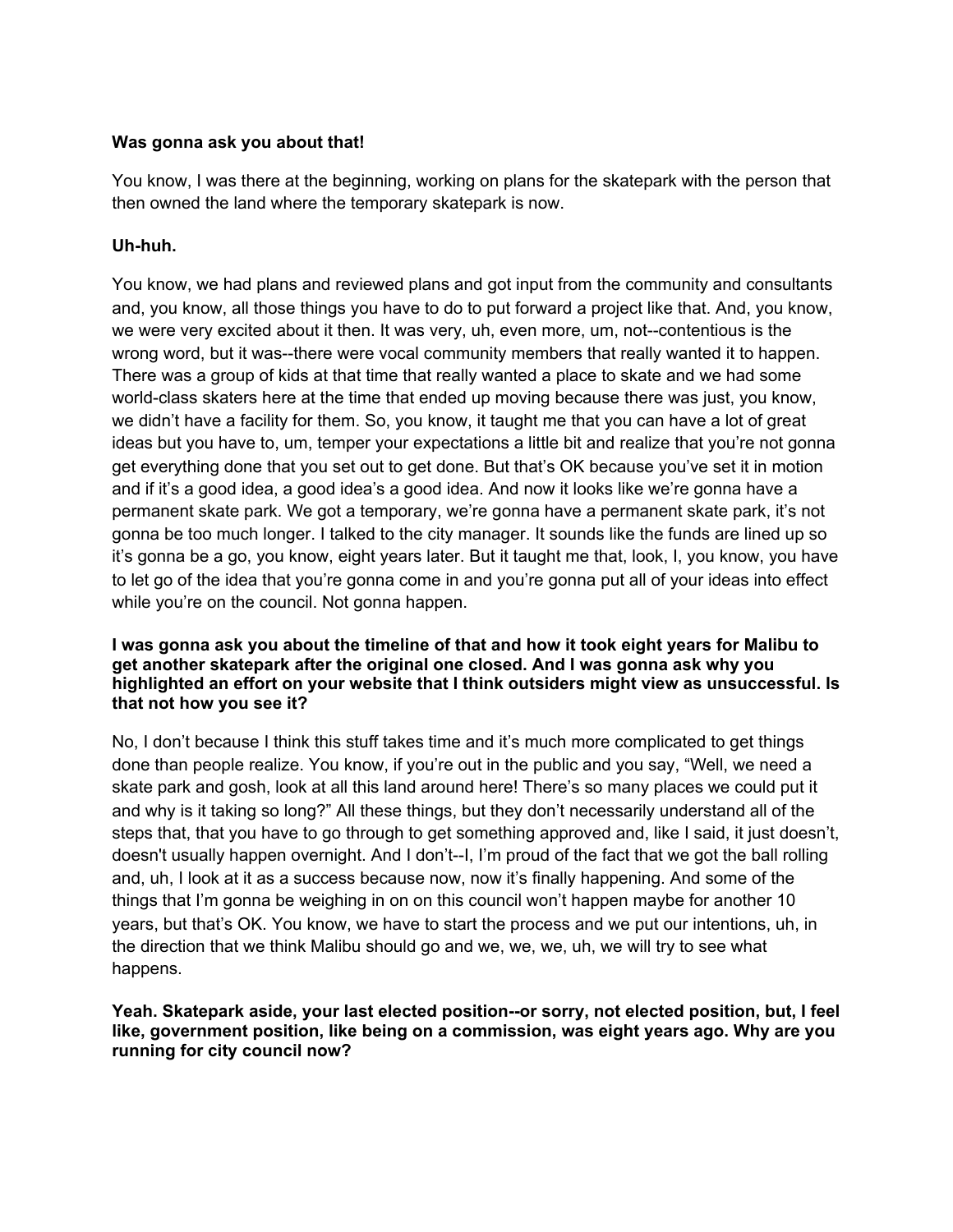**Was gonna ask you about that!**

You know, I was there at the beginning, working on plans for the skatepark with the person that then owned the land where the temporary skatepark is now.

**Uh-huh.**

You know, we had plans and reviewed plans and got input from the community and consultants and, you know, all those things you have to do to put forward a project like that. And, you know, we were very excited about it then. It was very, uh, even more, um, not--contentious is the wrong word, but it was--there were vocal community members that really wanted it to happen. There was a group of kids at that time that really wanted a place to skate and we had some world-class skaters here at the time that ended up moving because there was just, you know, we didn't have a facility for them. So, you know, it taught me that you can have a lot of great ideas but you have to, um, temper your expectations a little bit and realize that you're not gonna get everything done that you set out to get done. But that's OK because you've set it in motion and if it's a good idea, a good idea's a good idea. And now it looks like we're gonna have a permanent skate park. We got a temporary, we're gonna have a permanent skate park, it's not gonna be too much longer. I talked to the city manager. It sounds like the funds are lined up so it's gonna be a go, you know, eight years later. But it taught me that, look, I, you know, you have to let go of the idea that you're gonna come in and you're gonna put all of your ideas into effect while you're on the council. Not gonna happen.

**I was gonna ask you about the timeline of that and how it took eight years for Malibu to get another skatepark after the original one closed. And I was gonna ask why you highlighted an effort on your website that I think outsiders might view as unsuccessful. Is that not how you see it?**

No, I don't because I think this stuff takes time and it's much more complicated to get things done than people realize. You know, if you're out in the public and you say, "Well, we need a skate park and gosh, look at all this land around here! There's so many places we could put it and why is it taking so long?" All these things, but they don't necessarily understand all of the steps that, that you have to go through to get something approved and, like I said, it just doesn't, doesn't usually happen overnight. And I don't--I, I'm proud of the fact that we got the ball rolling and, uh, I look at it as a success because now, now it's finally happening. And some of the things that I'm gonna be weighing in on on this council won't happen maybe for another 10 years, but that's OK. You know, we have to start the process and we put our intentions, uh, in the direction that we think Malibu should go and we, we, we, uh, we will try to see what happens.

**Yeah. Skatepark aside, your last elected position--or sorry, not elected position, but, I feel like, government position, like being on a commission, was eight years ago. Why are you running for city council now?**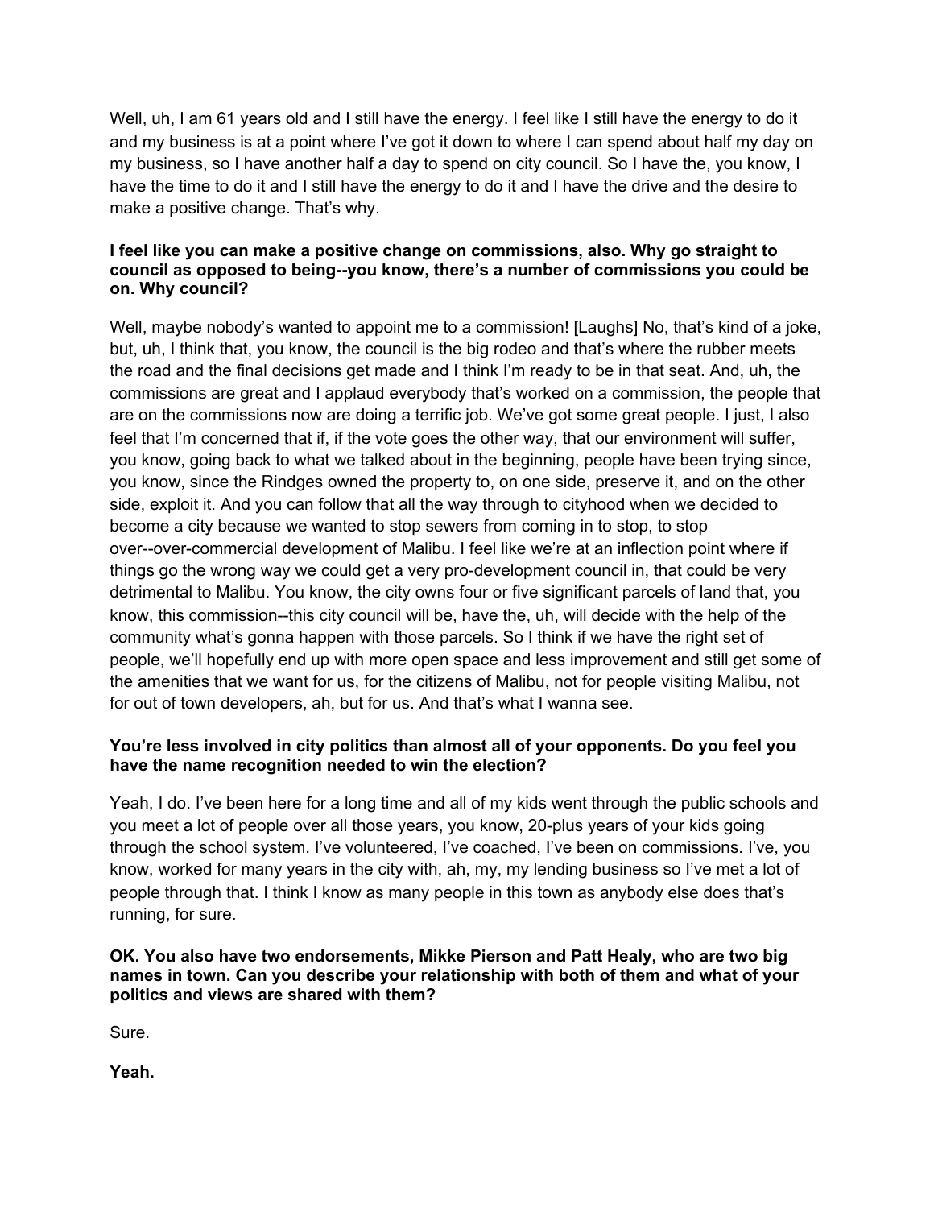Well, uh, I am 61 years old and I still have the energy. I feel like I still have the energy to do it and my business is at a point where I've got it down to where I can spend about half my day on my business, so I have another half a day to spend on city council. So I have the, you know, I have the time to do it and I still have the energy to do it and I have the drive and the desire to make a positive change. That's why.

**I feel like you can make a positive change on commissions, also. Why go straight to council as opposed to being--you know, there's a number of commissions you could be on. Why council?**

Well, maybe nobody's wanted to appoint me to a commission! [Laughs] No, that's kind of a joke, but, uh, I think that, you know, the council is the big rodeo and that's where the rubber meets the road and the final decisions get made and I think I'm ready to be in that seat. And, uh, the commissions are great and I applaud everybody that's worked on a commission, the people that are on the commissions now are doing a terrific job. We've got some great people. I just, I also feel that I'm concerned that if, if the vote goes the other way, that our environment will suffer, you know, going back to what we talked about in the beginning, people have been trying since, you know, since the Rindges owned the property to, on one side, preserve it, and on the other side, exploit it. And you can follow that all the way through to cityhood when we decided to become a city because we wanted to stop sewers from coming in to stop, to stop over--over-commercial development of Malibu. I feel like we're at an inflection point where if things go the wrong way we could get a very pro-development council in, that could be very detrimental to Malibu. You know, the city owns four or five significant parcels of land that, you know, this commission--this city council will be, have the, uh, will decide with the help of the community what's gonna happen with those parcels. So I think if we have the right set of people, we'll hopefully end up with more open space and less improvement and still get some of the amenities that we want for us, for the citizens of Malibu, not for people visiting Malibu, not for out of town developers, ah, but for us. And that's what I wanna see.

**You're less involved in city politics than almost all of your opponents. Do you feel you have the name recognition needed to win the election?**

Yeah, I do. I've been here for a long time and all of my kids went through the public schools and you meet a lot of people over all those years, you know, 20-plus years of your kids going through the school system. I've volunteered, I've coached, I've been on commissions. I've, you know, worked for many years in the city with, ah, my, my lending business so I've met a lot of people through that. I think I know as many people in this town as anybody else does that's running, for sure.

**OK. You also have two endorsements, Mikke Pierson and Patt Healy, who are two big names in town. Can you describe your relationship with both of them and what of your politics and views are shared with them?**

Sure.

**Yeah.**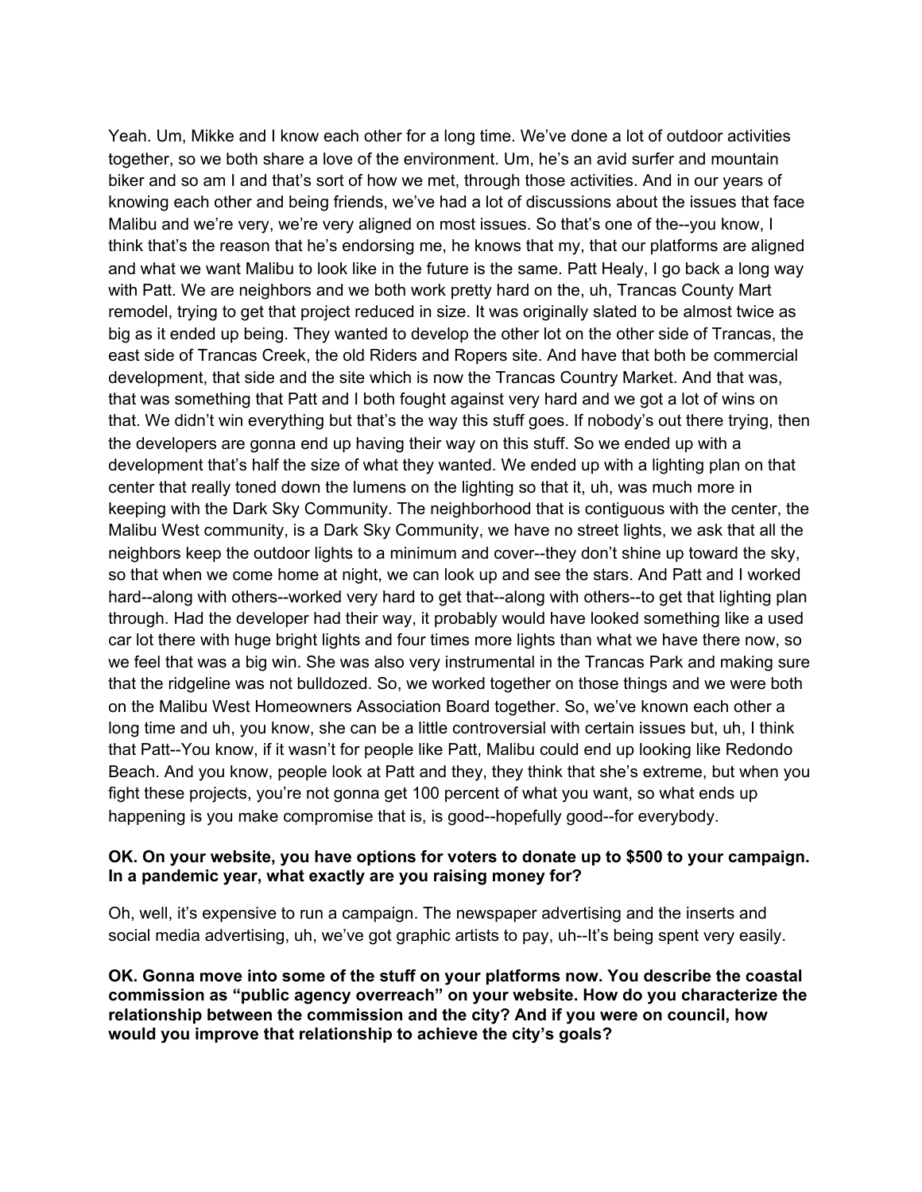Yeah. Um, Mikke and I know each other for a long time. We've done a lot of outdoor activities together, so we both share a love of the environment. Um, he's an avid surfer and mountain biker and so am I and that's sort of how we met, through those activities. And in our years of knowing each other and being friends, we've had a lot of discussions about the issues that face Malibu and we're very, we're very aligned on most issues. So that's one of the--you know, I think that's the reason that he's endorsing me, he knows that my, that our platforms are aligned and what we want Malibu to look like in the future is the same. Patt Healy, I go back a long way with Patt. We are neighbors and we both work pretty hard on the, uh, Trancas County Mart remodel, trying to get that project reduced in size. It was originally slated to be almost twice as big as it ended up being. They wanted to develop the other lot on the other side of Trancas, the east side of Trancas Creek, the old Riders and Ropers site. And have that both be commercial development, that side and the site which is now the Trancas Country Market. And that was, that was something that Patt and I both fought against very hard and we got a lot of wins on that. We didn't win everything but that's the way this stuff goes. If nobody's out there trying, then the developers are gonna end up having their way on this stuff. So we ended up with a development that's half the size of what they wanted. We ended up with a lighting plan on that center that really toned down the lumens on the lighting so that it, uh, was much more in keeping with the Dark Sky Community. The neighborhood that is contiguous with the center, the Malibu West community, is a Dark Sky Community, we have no street lights, we ask that all the neighbors keep the outdoor lights to a minimum and cover--they don't shine up toward the sky, so that when we come home at night, we can look up and see the stars. And Patt and I worked hard--along with others--worked very hard to get that--along with others--to get that lighting plan through. Had the developer had their way, it probably would have looked something like a used car lot there with huge bright lights and four times more lights than what we have there now, so we feel that was a big win. She was also very instrumental in the Trancas Park and making sure that the ridgeline was not bulldozed. So, we worked together on those things and we were both on the Malibu West Homeowners Association Board together. So, we've known each other a long time and uh, you know, she can be a little controversial with certain issues but, uh, I think that Patt--You know, if it wasn't for people like Patt, Malibu could end up looking like Redondo Beach. And you know, people look at Patt and they, they think that she's extreme, but when you fight these projects, you're not gonna get 100 percent of what you want, so what ends up happening is you make compromise that is, is good--hopefully good--for everybody.

**OK. On your website, you have options for voters to donate up to $500 to your campaign. In a pandemic year, what exactly are you raising money for?**

Oh, well, it's expensive to run a campaign. The newspaper advertising and the inserts and social media advertising, uh, we've got graphic artists to pay, uh--It's being spent very easily.

**OK. Gonna move into some of the stuff on your platforms now. You describe the coastal commission as "public agency overreach" on your website. How do you characterize the relationship between the commission and the city? And if you were on council, how would you improve that relationship to achieve the city's goals?**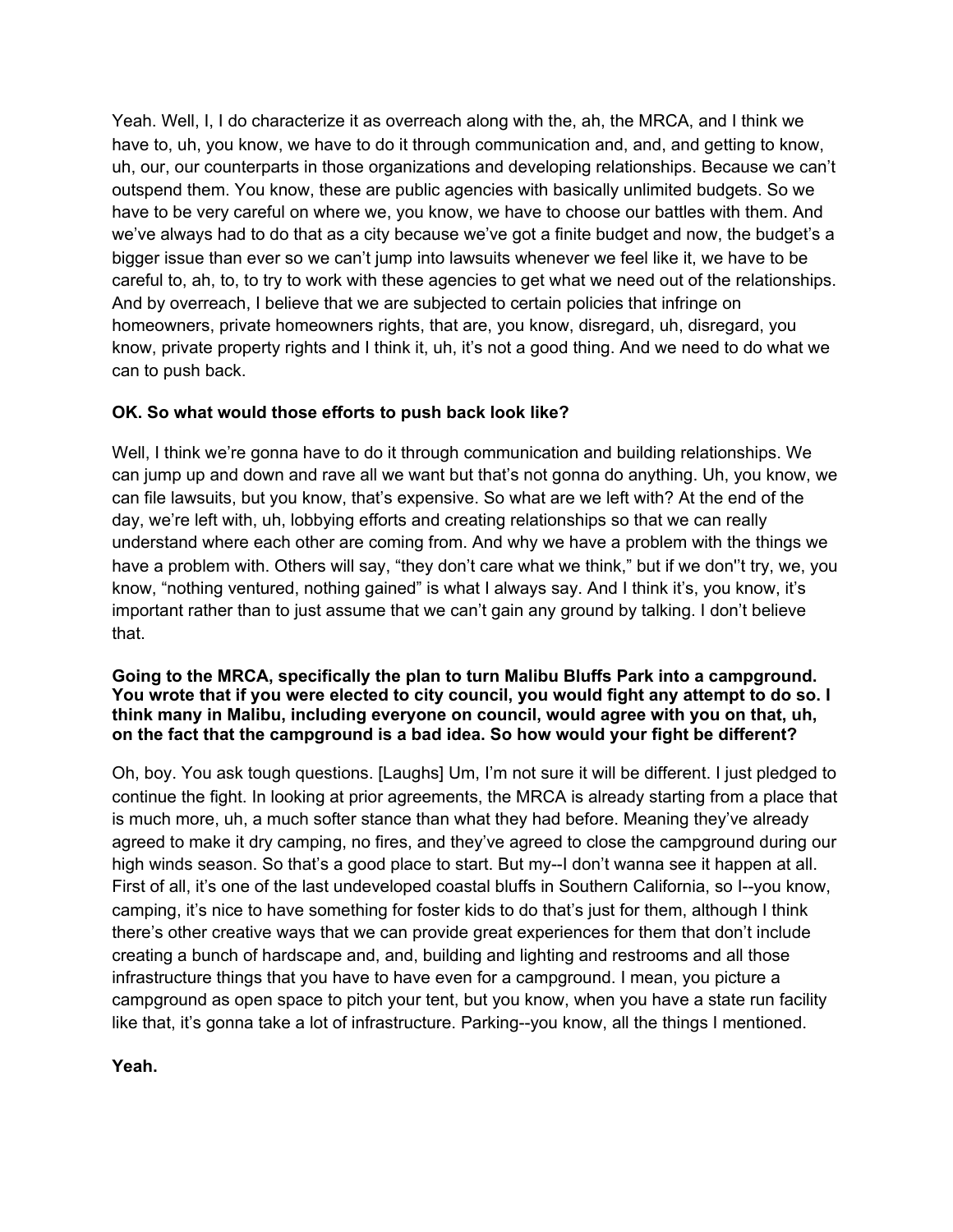Yeah. Well, I, I do characterize it as overreach along with the, ah, the MRCA, and I think we have to, uh, you know, we have to do it through communication and, and, and getting to know, uh, our, our counterparts in those organizations and developing relationships. Because we can't outspend them. You know, these are public agencies with basically unlimited budgets. So we have to be very careful on where we, you know, we have to choose our battles with them. And we've always had to do that as a city because we've got a finite budget and now, the budget's a bigger issue than ever so we can't jump into lawsuits whenever we feel like it, we have to be careful to, ah, to, to try to work with these agencies to get what we need out of the relationships. And by overreach, I believe that we are subjected to certain policies that infringe on homeowners, private homeowners rights, that are, you know, disregard, uh, disregard, you know, private property rights and I think it, uh, it's not a good thing. And we need to do what we can to push back.

**OK. So what would those efforts to push back look like?**

Well, I think we're gonna have to do it through communication and building relationships. We can jump up and down and rave all we want but that's not gonna do anything. Uh, you know, we can file lawsuits, but you know, that's expensive. So what are we left with? At the end of the day, we're left with, uh, lobbying efforts and creating relationships so that we can really understand where each other are coming from. And why we have a problem with the things we have a problem with. Others will say, "they don't care what we think," but if we don''t try, we, you know, "nothing ventured, nothing gained" is what I always say. And I think it's, you know, it's important rather than to just assume that we can't gain any ground by talking. I don't believe that.

**Going to the MRCA, specifically the plan to turn Malibu Bluffs Park into a campground. You wrote that if you were elected to city council, you would fight any attempt to do so. I think many in Malibu, including everyone on council, would agree with you on that, uh, on the fact that the campground is a bad idea. So how would your fight be different?**

Oh, boy. You ask tough questions. [Laughs] Um, I'm not sure it will be different. I just pledged to continue the fight. In looking at prior agreements, the MRCA is already starting from a place that is much more, uh, a much softer stance than what they had before. Meaning they've already agreed to make it dry camping, no fires, and they've agreed to close the campground during our high winds season. So that's a good place to start. But my--I don't wanna see it happen at all. First of all, it's one of the last undeveloped coastal bluffs in Southern California, so I--you know, camping, it's nice to have something for foster kids to do that's just for them, although I think there's other creative ways that we can provide great experiences for them that don't include creating a bunch of hardscape and, and, building and lighting and restrooms and all those infrastructure things that you have to have even for a campground. I mean, you picture a campground as open space to pitch your tent, but you know, when you have a state run facility like that, it's gonna take a lot of infrastructure. Parking--you know, all the things I mentioned.

**Yeah.**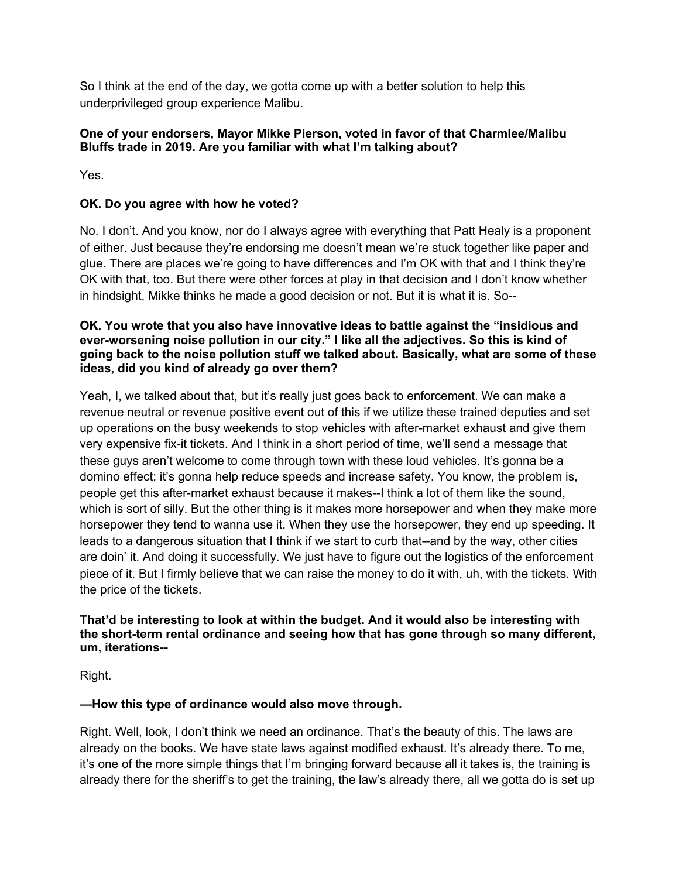So I think at the end of the day, we gotta come up with a better solution to help this underprivileged group experience Malibu.

**One of your endorsers, Mayor Mikke Pierson, voted in favor of that Charmlee/Malibu Bluffs trade in 2019. Are you familiar with what I'm talking about?**

Yes.

**OK. Do you agree with how he voted?**

No. I don't. And you know, nor do I always agree with everything that Patt Healy is a proponent of either. Just because they're endorsing me doesn't mean we're stuck together like paper and glue. There are places we're going to have differences and I'm OK with that and I think they're OK with that, too. But there were other forces at play in that decision and I don't know whether in hindsight, Mikke thinks he made a good decision or not. But it is what it is. So--

**OK. You wrote that you also have innovative ideas to battle against the "insidious and ever-worsening noise pollution in our city." I like all the adjectives. So this is kind of going back to the noise pollution stuff we talked about. Basically, what are some of these ideas, did you kind of already go over them?**

Yeah, I, we talked about that, but it's really just goes back to enforcement. We can make a revenue neutral or revenue positive event out of this if we utilize these trained deputies and set up operations on the busy weekends to stop vehicles with after-market exhaust and give them very expensive fix-it tickets. And I think in a short period of time, we'll send a message that these guys aren't welcome to come through town with these loud vehicles. It's gonna be a domino effect; it's gonna help reduce speeds and increase safety. You know, the problem is, people get this after-market exhaust because it makes--I think a lot of them like the sound, which is sort of silly. But the other thing is it makes more horsepower and when they make more horsepower they tend to wanna use it. When they use the horsepower, they end up speeding. It leads to a dangerous situation that I think if we start to curb that--and by the way, other cities are doin' it. And doing it successfully. We just have to figure out the logistics of the enforcement piece of it. But I firmly believe that we can raise the money to do it with, uh, with the tickets. With the price of the tickets.

**That'd be interesting to look at within the budget. And it would also be interesting with the short-term rental ordinance and seeing how that has gone through so many different, um, iterations--**

Right.

**—How this type of ordinance would also move through.**

Right. Well, look, I don't think we need an ordinance. That's the beauty of this. The laws are already on the books. We have state laws against modified exhaust. It's already there. To me, it's one of the more simple things that I'm bringing forward because all it takes is, the training is already there for the sheriff's to get the training, the law's already there, all we gotta do is set up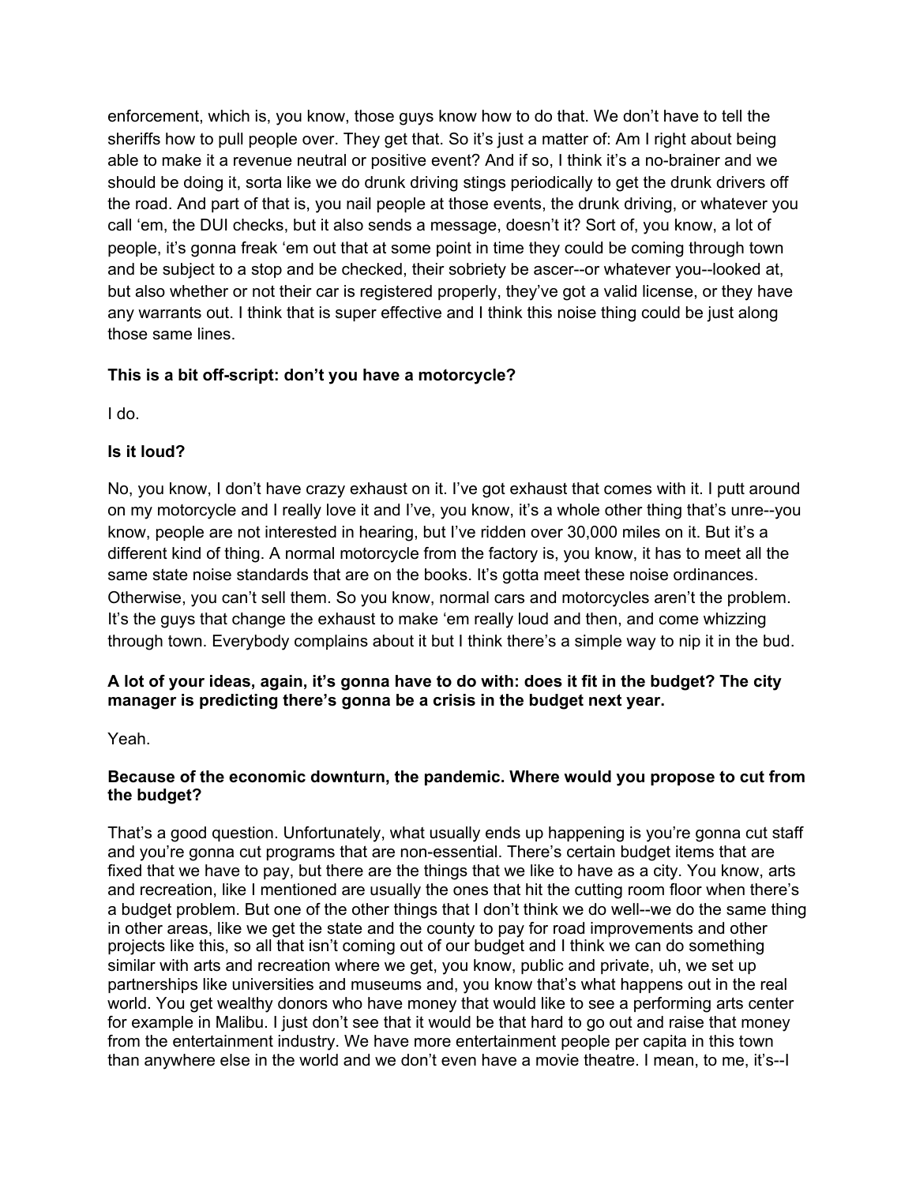enforcement, which is, you know, those guys know how to do that. We don't have to tell the sheriffs how to pull people over. They get that. So it's just a matter of: Am I right about being able to make it a revenue neutral or positive event? And if so, I think it's a no-brainer and we should be doing it, sorta like we do drunk driving stings periodically to get the drunk drivers off the road. And part of that is, you nail people at those events, the drunk driving, or whatever you call 'em, the DUI checks, but it also sends a message, doesn't it? Sort of, you know, a lot of people, it's gonna freak 'em out that at some point in time they could be coming through town and be subject to a stop and be checked, their sobriety be ascer--or whatever you--looked at, but also whether or not their car is registered properly, they've got a valid license, or they have any warrants out. I think that is super effective and I think this noise thing could be just along those same lines.

**This is a bit off-script: don't you have a motorcycle?**

I do.

**Is it loud?**

No, you know, I don't have crazy exhaust on it. I've got exhaust that comes with it. I putt around on my motorcycle and I really love it and I've, you know, it's a whole other thing that's unre--you know, people are not interested in hearing, but I've ridden over 30,000 miles on it. But it's a different kind of thing. A normal motorcycle from the factory is, you know, it has to meet all the same state noise standards that are on the books. It's gotta meet these noise ordinances. Otherwise, you can't sell them. So you know, normal cars and motorcycles aren't the problem. It's the guys that change the exhaust to make 'em really loud and then, and come whizzing through town. Everybody complains about it but I think there's a simple way to nip it in the bud.

**A lot of your ideas, again, it's gonna have to do with: does it fit in the budget? The city manager is predicting there's gonna be a crisis in the budget next year.**

Yeah.

**Because of the economic downturn, the pandemic. Where would you propose to cut from the budget?**

That's a good question. Unfortunately, what usually ends up happening is you're gonna cut staff and you're gonna cut programs that are non-essential. There's certain budget items that are fixed that we have to pay, but there are the things that we like to have as a city. You know, arts and recreation, like I mentioned are usually the ones that hit the cutting room floor when there's a budget problem. But one of the other things that I don't think we do well--we do the same thing in other areas, like we get the state and the county to pay for road improvements and other projects like this, so all that isn't coming out of our budget and I think we can do something similar with arts and recreation where we get, you know, public and private, uh, we set up partnerships like universities and museums and, you know that's what happens out in the real world. You get wealthy donors who have money that would like to see a performing arts center for example in Malibu. I just don't see that it would be that hard to go out and raise that money from the entertainment industry. We have more entertainment people per capita in this town than anywhere else in the world and we don't even have a movie theatre. I mean, to me, it's--I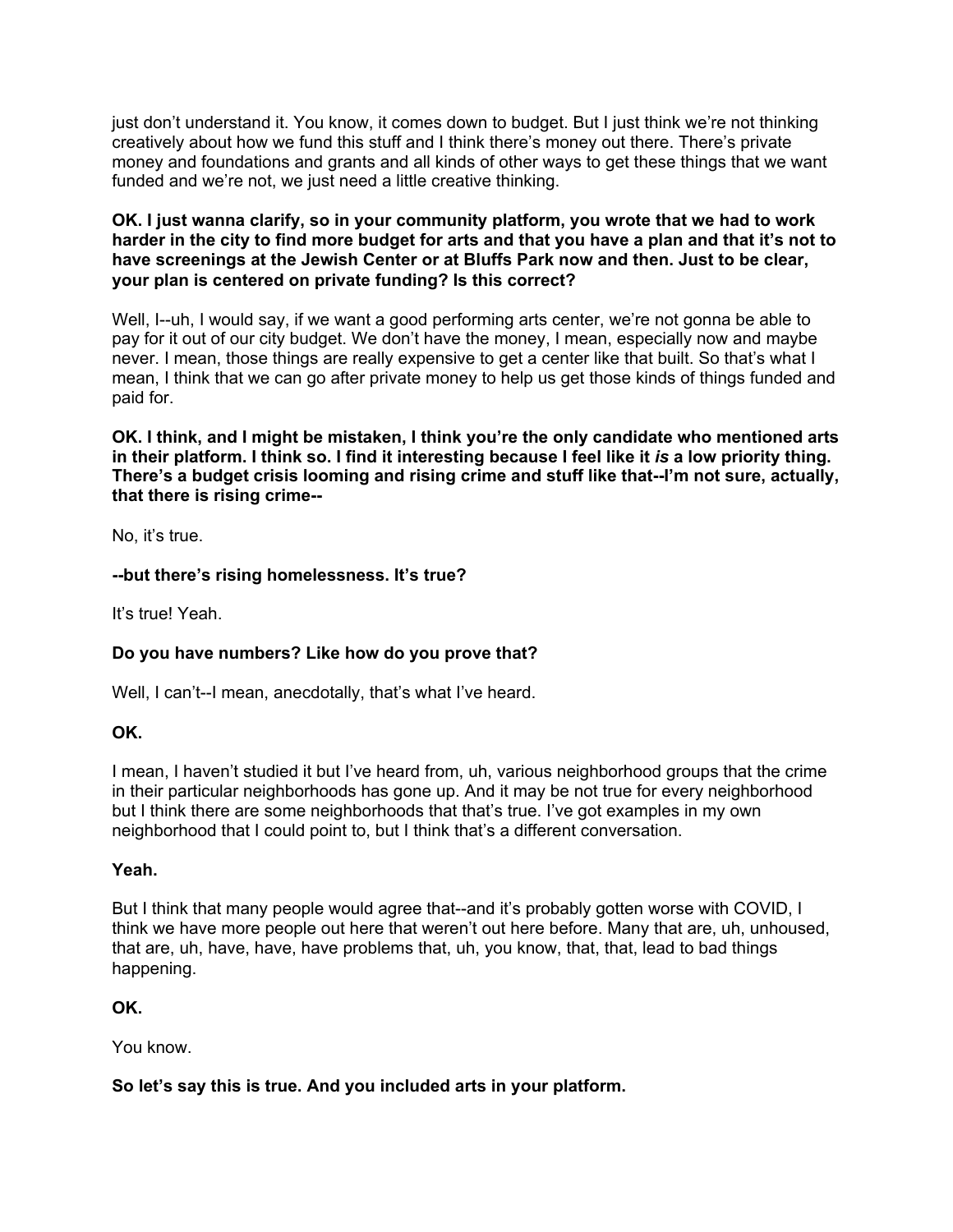just don’t understand it. You know, it comes down to budget. But I just think we’re not thinking creatively about how we fund this stuff and I think there’s money out there. There’s private money and foundations and grants and all kinds of other ways to get these things that we want funded and we’re not, we just need a little creative thinking.

**OK. I just wanna clarify, so in your community platform, you wrote that we had to work harder in the city to find more budget for arts and that you have a plan and that it’s not to have screenings at the Jewish Center or at Bluffs Park now and then. Just to be clear, your plan is centered on private funding? Is this correct?**

Well, I--uh, I would say, if we want a good performing arts center, we’re not gonna be able to pay for it out of our city budget. We don’t have the money, I mean, especially now and maybe never. I mean, those things are really expensive to get a center like that built. So that’s what I mean, I think that we can go after private money to help us get those kinds of things funded and paid for.

**OK. I think, and I might be mistaken, I think you’re the only candidate who mentioned arts in their platform. I think so. I find it interesting because I feel like it *is* a low priority thing. There’s a budget crisis looming and rising crime and stuff like that--I’m not sure, actually, that there is rising crime--**

No, it’s true.

**--but there’s rising homelessness. It’s true?**

It’s true! Yeah.

**Do you have numbers? Like how do you prove that?**

Well, I can’t--I mean, anecdotally, that’s what I’ve heard.

**OK.**

I mean, I haven’t studied it but I’ve heard from, uh, various neighborhood groups that the crime in their particular neighborhoods has gone up. And it may be not true for every neighborhood but I think there are some neighborhoods that that’s true. I’ve got examples in my own neighborhood that I could point to, but I think that’s a different conversation.

**Yeah.**

But I think that many people would agree that--and it’s probably gotten worse with COVID, I think we have more people out here that weren’t out here before. Many that are, uh, unhoused, that are, uh, have, have, have problems that, uh, you know, that, that, lead to bad things happening.

**OK.**

You know.

**So let’s say this is true. And you included arts in your platform.**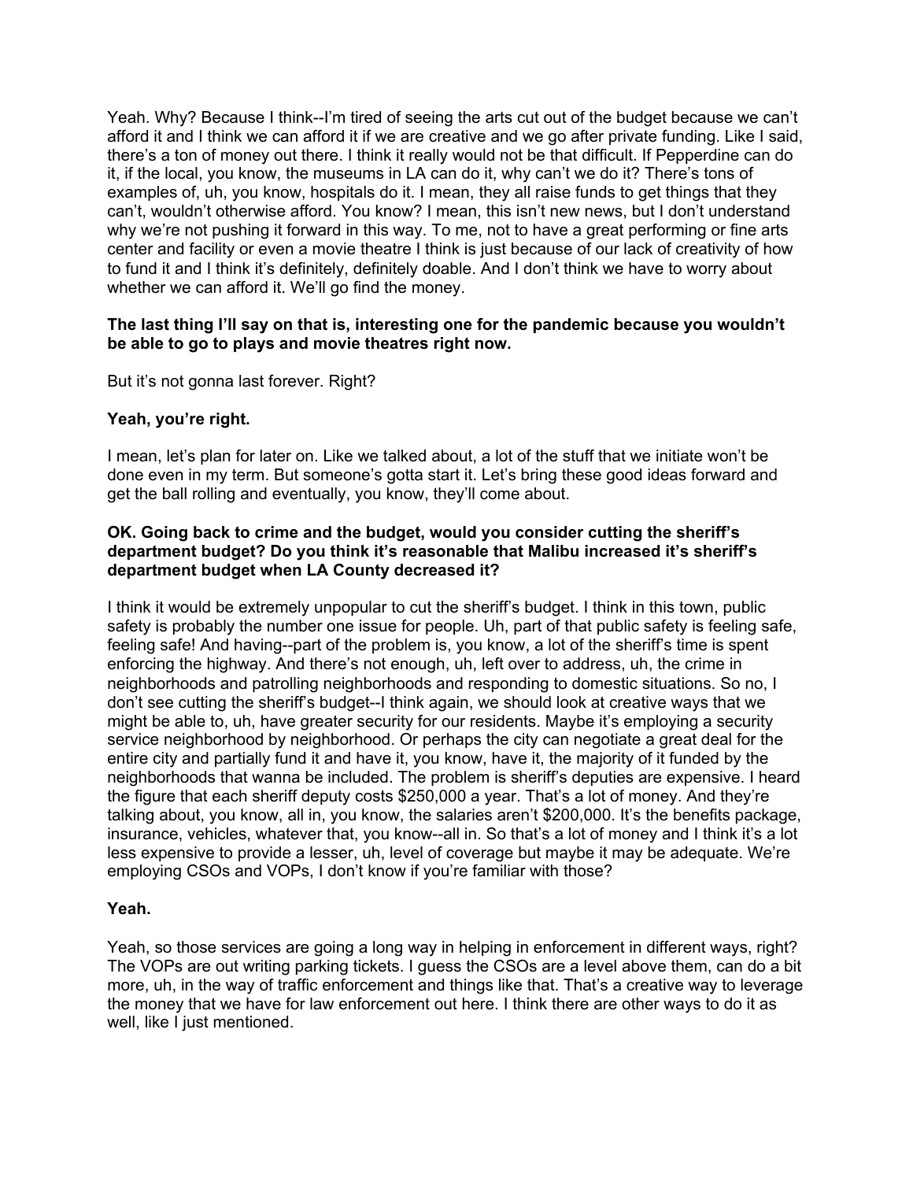Yeah. Why? Because I think--I'm tired of seeing the arts cut out of the budget because we can't afford it and I think we can afford it if we are creative and we go after private funding. Like I said, there's a ton of money out there. I think it really would not be that difficult. If Pepperdine can do it, if the local, you know, the museums in LA can do it, why can't we do it? There's tons of examples of, uh, you know, hospitals do it. I mean, they all raise funds to get things that they can't, wouldn't otherwise afford. You know? I mean, this isn't new news, but I don't understand why we're not pushing it forward in this way. To me, not to have a great performing or fine arts center and facility or even a movie theatre I think is just because of our lack of creativity of how to fund it and I think it's definitely, definitely doable. And I don't think we have to worry about whether we can afford it. We'll go find the money.

**The last thing I'll say on that is, interesting one for the pandemic because you wouldn't be able to go to plays and movie theatres right now.**

But it's not gonna last forever. Right?

**Yeah, you're right.**

I mean, let's plan for later on. Like we talked about, a lot of the stuff that we initiate won't be done even in my term. But someone's gotta start it. Let's bring these good ideas forward and get the ball rolling and eventually, you know, they'll come about.

**OK. Going back to crime and the budget, would you consider cutting the sheriff's department budget? Do you think it's reasonable that Malibu increased it's sheriff's department budget when LA County decreased it?**

I think it would be extremely unpopular to cut the sheriff's budget. I think in this town, public safety is probably the number one issue for people. Uh, part of that public safety is feeling safe, feeling safe! And having--part of the problem is, you know, a lot of the sheriff's time is spent enforcing the highway. And there's not enough, uh, left over to address, uh, the crime in neighborhoods and patrolling neighborhoods and responding to domestic situations. So no, I don't see cutting the sheriff's budget--I think again, we should look at creative ways that we might be able to, uh, have greater security for our residents. Maybe it's employing a security service neighborhood by neighborhood. Or perhaps the city can negotiate a great deal for the entire city and partially fund it and have it, you know, have it, the majority of it funded by the neighborhoods that wanna be included. The problem is sheriff's deputies are expensive. I heard the figure that each sheriff deputy costs $250,000 a year. That's a lot of money. And they're talking about, you know, all in, you know, the salaries aren't $200,000. It's the benefits package, insurance, vehicles, whatever that, you know--all in. So that's a lot of money and I think it's a lot less expensive to provide a lesser, uh, level of coverage but maybe it may be adequate. We're employing CSOs and VOPs, I don't know if you're familiar with those?

**Yeah.**

Yeah, so those services are going a long way in helping in enforcement in different ways, right? The VOPs are out writing parking tickets. I guess the CSOs are a level above them, can do a bit more, uh, in the way of traffic enforcement and things like that. That's a creative way to leverage the money that we have for law enforcement out here. I think there are other ways to do it as well, like I just mentioned.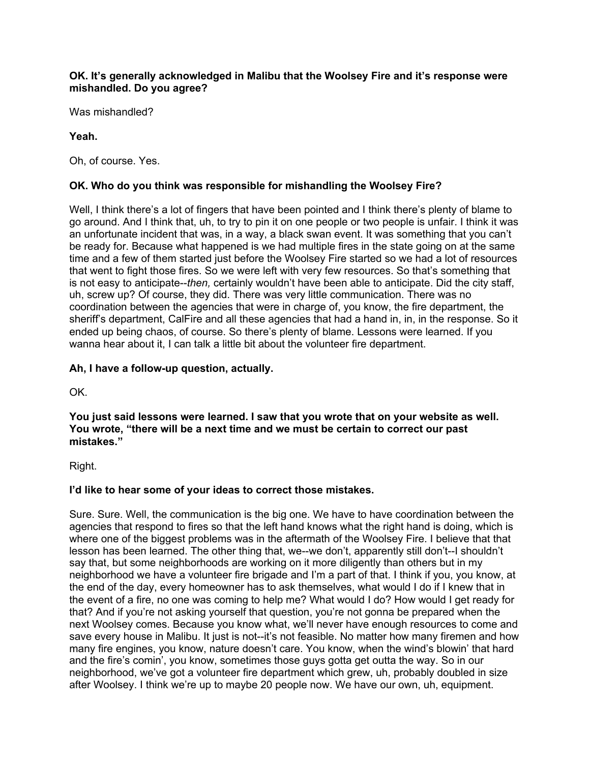**OK. It's generally acknowledged in Malibu that the Woolsey Fire and it's response were mishandled. Do you agree?**

Was mishandled?

**Yeah.**

Oh, of course. Yes.

**OK. Who do you think was responsible for mishandling the Woolsey Fire?**

Well, I think there's a lot of fingers that have been pointed and I think there's plenty of blame to go around. And I think that, uh, to try to pin it on one people or two people is unfair. I think it was an unfortunate incident that was, in a way, a black swan event. It was something that you can't be ready for. Because what happened is we had multiple fires in the state going on at the same time and a few of them started just before the Woolsey Fire started so we had a lot of resources that went to fight those fires. So we were left with very few resources. So that's something that is not easy to anticipate--*then,* certainly wouldn't have been able to anticipate. Did the city staff, uh, screw up? Of course, they did. There was very little communication. There was no coordination between the agencies that were in charge of, you know, the fire department, the sheriff's department, CalFire and all these agencies that had a hand in, in, in the response. So it ended up being chaos, of course. So there's plenty of blame. Lessons were learned. If you wanna hear about it, I can talk a little bit about the volunteer fire department.

**Ah, I have a follow-up question, actually.**

OK.

**You just said lessons were learned. I saw that you wrote that on your website as well. You wrote, "there will be a next time and we must be certain to correct our past mistakes."**

Right.

**I'd like to hear some of your ideas to correct those mistakes.**

Sure. Sure. Well, the communication is the big one. We have to have coordination between the agencies that respond to fires so that the left hand knows what the right hand is doing, which is where one of the biggest problems was in the aftermath of the Woolsey Fire. I believe that that lesson has been learned. The other thing that, we--we don't, apparently still don't--I shouldn't say that, but some neighborhoods are working on it more diligently than others but in my neighborhood we have a volunteer fire brigade and I'm a part of that. I think if you, you know, at the end of the day, every homeowner has to ask themselves, what would I do if I knew that in the event of a fire, no one was coming to help me? What would I do? How would I get ready for that? And if you're not asking yourself that question, you're not gonna be prepared when the next Woolsey comes. Because you know what, we'll never have enough resources to come and save every house in Malibu. It just is not--it's not feasible. No matter how many firemen and how many fire engines, you know, nature doesn't care. You know, when the wind's blowin' that hard and the fire's comin', you know, sometimes those guys gotta get outta the way. So in our neighborhood, we've got a volunteer fire department which grew, uh, probably doubled in size after Woolsey. I think we're up to maybe 20 people now. We have our own, uh, equipment.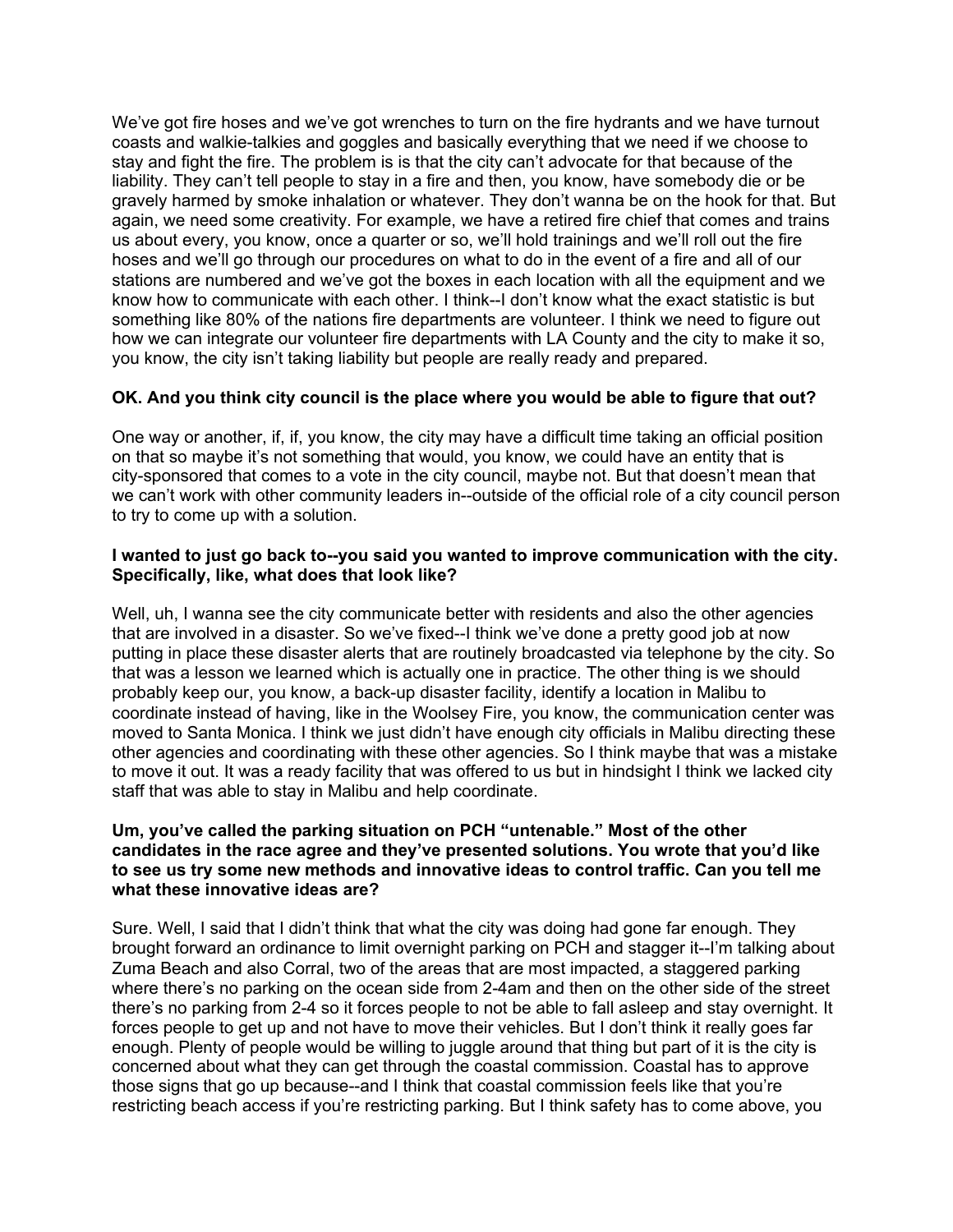We've got fire hoses and we've got wrenches to turn on the fire hydrants and we have turnout coasts and walkie-talkies and goggles and basically everything that we need if we choose to stay and fight the fire. The problem is is that the city can't advocate for that because of the liability. They can't tell people to stay in a fire and then, you know, have somebody die or be gravely harmed by smoke inhalation or whatever. They don't wanna be on the hook for that. But again, we need some creativity. For example, we have a retired fire chief that comes and trains us about every, you know, once a quarter or so, we'll hold trainings and we'll roll out the fire hoses and we'll go through our procedures on what to do in the event of a fire and all of our stations are numbered and we've got the boxes in each location with all the equipment and we know how to communicate with each other. I think--I don't know what the exact statistic is but something like 80% of the nations fire departments are volunteer. I think we need to figure out how we can integrate our volunteer fire departments with LA County and the city to make it so, you know, the city isn't taking liability but people are really ready and prepared.

**OK. And you think city council is the place where you would be able to figure that out?**

One way or another, if, if, you know, the city may have a difficult time taking an official position on that so maybe it's not something that would, you know, we could have an entity that is city-sponsored that comes to a vote in the city council, maybe not. But that doesn't mean that we can't work with other community leaders in--outside of the official role of a city council person to try to come up with a solution.

**I wanted to just go back to--you said you wanted to improve communication with the city. Specifically, like, what does that look like?**

Well, uh, I wanna see the city communicate better with residents and also the other agencies that are involved in a disaster. So we've fixed--I think we've done a pretty good job at now putting in place these disaster alerts that are routinely broadcasted via telephone by the city. So that was a lesson we learned which is actually one in practice. The other thing is we should probably keep our, you know, a back-up disaster facility, identify a location in Malibu to coordinate instead of having, like in the Woolsey Fire, you know, the communication center was moved to Santa Monica. I think we just didn't have enough city officials in Malibu directing these other agencies and coordinating with these other agencies. So I think maybe that was a mistake to move it out. It was a ready facility that was offered to us but in hindsight I think we lacked city staff that was able to stay in Malibu and help coordinate.

**Um, you've called the parking situation on PCH "untenable." Most of the other candidates in the race agree and they've presented solutions. You wrote that you'd like to see us try some new methods and innovative ideas to control traffic. Can you tell me what these innovative ideas are?**

Sure. Well, I said that I didn't think that what the city was doing had gone far enough. They brought forward an ordinance to limit overnight parking on PCH and stagger it--I'm talking about Zuma Beach and also Corral, two of the areas that are most impacted, a staggered parking where there's no parking on the ocean side from 2-4am and then on the other side of the street there's no parking from 2-4 so it forces people to not be able to fall asleep and stay overnight. It forces people to get up and not have to move their vehicles. But I don't think it really goes far enough. Plenty of people would be willing to juggle around that thing but part of it is the city is concerned about what they can get through the coastal commission. Coastal has to approve those signs that go up because--and I think that coastal commission feels like that you're restricting beach access if you're restricting parking. But I think safety has to come above, you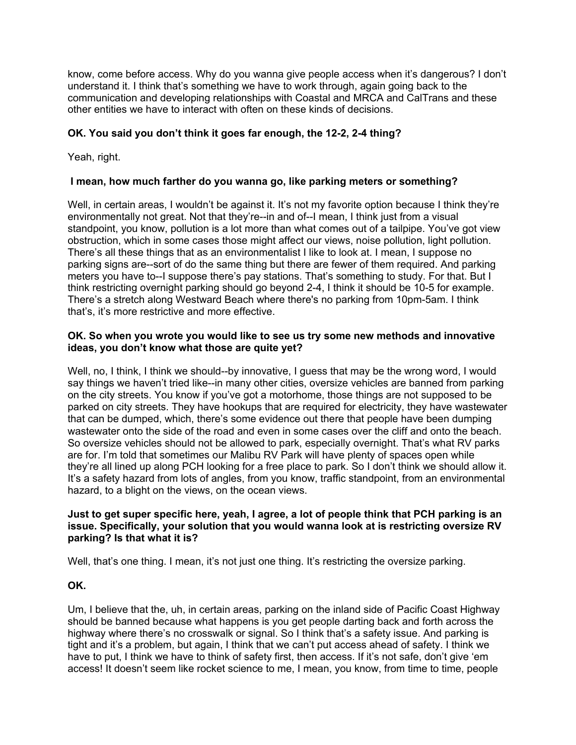know, come before access. Why do you wanna give people access when it's dangerous? I don't understand it. I think that's something we have to work through, again going back to the communication and developing relationships with Coastal and MRCA and CalTrans and these other entities we have to interact with often on these kinds of decisions.

**OK. You said you don't think it goes far enough, the 12-2, 2-4 thing?**

Yeah, right.

**I mean, how much farther do you wanna go, like parking meters or something?**

Well, in certain areas, I wouldn't be against it. It's not my favorite option because I think they're environmentally not great. Not that they're--in and of--I mean, I think just from a visual standpoint, you know, pollution is a lot more than what comes out of a tailpipe. You've got view obstruction, which in some cases those might affect our views, noise pollution, light pollution. There's all these things that as an environmentalist I like to look at. I mean, I suppose no parking signs are--sort of do the same thing but there are fewer of them required. And parking meters you have to--I suppose there's pay stations. That's something to study. For that. But I think restricting overnight parking should go beyond 2-4, I think it should be 10-5 for example. There's a stretch along Westward Beach where there's no parking from 10pm-5am. I think that's, it's more restrictive and more effective.

**OK. So when you wrote you would like to see us try some new methods and innovative ideas, you don't know what those are quite yet?**

Well, no, I think, I think we should--by innovative, I guess that may be the wrong word, I would say things we haven't tried like--in many other cities, oversize vehicles are banned from parking on the city streets. You know if you've got a motorhome, those things are not supposed to be parked on city streets. They have hookups that are required for electricity, they have wastewater that can be dumped, which, there's some evidence out there that people have been dumping wastewater onto the side of the road and even in some cases over the cliff and onto the beach. So oversize vehicles should not be allowed to park, especially overnight. That's what RV parks are for. I'm told that sometimes our Malibu RV Park will have plenty of spaces open while they're all lined up along PCH looking for a free place to park. So I don't think we should allow it. It's a safety hazard from lots of angles, from you know, traffic standpoint, from an environmental hazard, to a blight on the views, on the ocean views.

**Just to get super specific here, yeah, I agree, a lot of people think that PCH parking is an issue. Specifically, your solution that you would wanna look at is restricting oversize RV parking? Is that what it is?**

Well, that's one thing. I mean, it's not just one thing. It's restricting the oversize parking.

**OK.**

Um, I believe that the, uh, in certain areas, parking on the inland side of Pacific Coast Highway should be banned because what happens is you get people darting back and forth across the highway where there's no crosswalk or signal. So I think that's a safety issue. And parking is tight and it's a problem, but again, I think that we can't put access ahead of safety. I think we have to put, I think we have to think of safety first, then access. If it's not safe, don't give 'em access! It doesn't seem like rocket science to me, I mean, you know, from time to time, people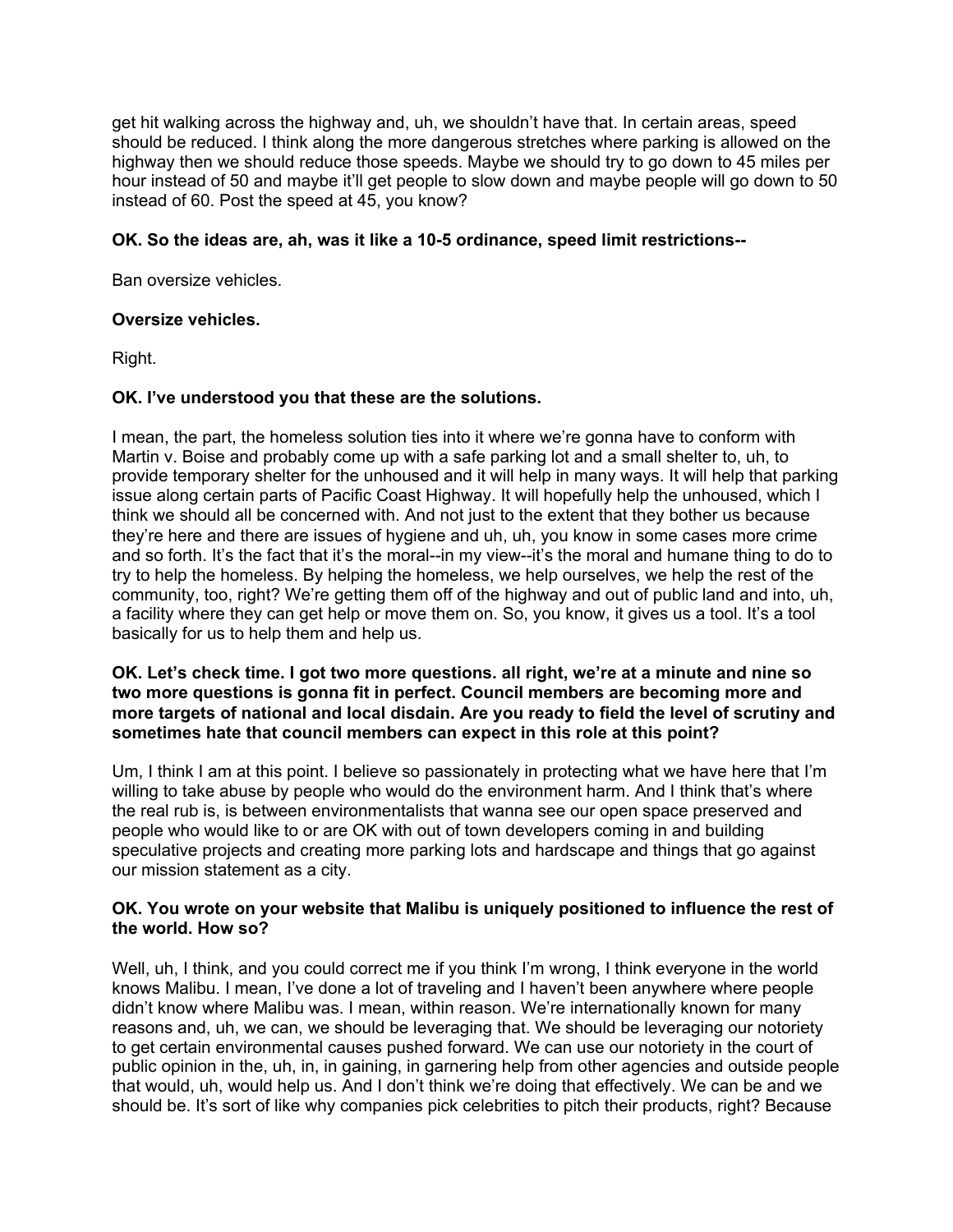get hit walking across the highway and, uh, we shouldn't have that. In certain areas, speed should be reduced. I think along the more dangerous stretches where parking is allowed on the highway then we should reduce those speeds. Maybe we should try to go down to 45 miles per hour instead of 50 and maybe it'll get people to slow down and maybe people will go down to 50 instead of 60. Post the speed at 45, you know?

**OK. So the ideas are, ah, was it like a 10-5 ordinance, speed limit restrictions--**

Ban oversize vehicles.

**Oversize vehicles.**

Right.

**OK. I've understood you that these are the solutions.**

I mean, the part, the homeless solution ties into it where we're gonna have to conform with Martin v. Boise and probably come up with a safe parking lot and a small shelter to, uh, to provide temporary shelter for the unhoused and it will help in many ways. It will help that parking issue along certain parts of Pacific Coast Highway. It will hopefully help the unhoused, which I think we should all be concerned with. And not just to the extent that they bother us because they're here and there are issues of hygiene and uh, uh, you know in some cases more crime and so forth. It's the fact that it's the moral--in my view--it's the moral and humane thing to do to try to help the homeless. By helping the homeless, we help ourselves, we help the rest of the community, too, right? We're getting them off of the highway and out of public land and into, uh, a facility where they can get help or move them on. So, you know, it gives us a tool. It's a tool basically for us to help them and help us.

**OK. Let's check time. I got two more questions. all right, we're at a minute and nine so two more questions is gonna fit in perfect. Council members are becoming more and more targets of national and local disdain. Are you ready to field the level of scrutiny and sometimes hate that council members can expect in this role at this point?**

Um, I think I am at this point. I believe so passionately in protecting what we have here that I'm willing to take abuse by people who would do the environment harm. And I think that's where the real rub is, is between environmentalists that wanna see our open space preserved and people who would like to or are OK with out of town developers coming in and building speculative projects and creating more parking lots and hardscape and things that go against our mission statement as a city.

**OK. You wrote on your website that Malibu is uniquely positioned to influence the rest of the world. How so?**

Well, uh, I think, and you could correct me if you think I'm wrong, I think everyone in the world knows Malibu. I mean, I've done a lot of traveling and I haven't been anywhere where people didn't know where Malibu was. I mean, within reason. We're internationally known for many reasons and, uh, we can, we should be leveraging that. We should be leveraging our notoriety to get certain environmental causes pushed forward. We can use our notoriety in the court of public opinion in the, uh, in, in gaining, in garnering help from other agencies and outside people that would, uh, would help us. And I don't think we're doing that effectively. We can be and we should be. It's sort of like why companies pick celebrities to pitch their products, right? Because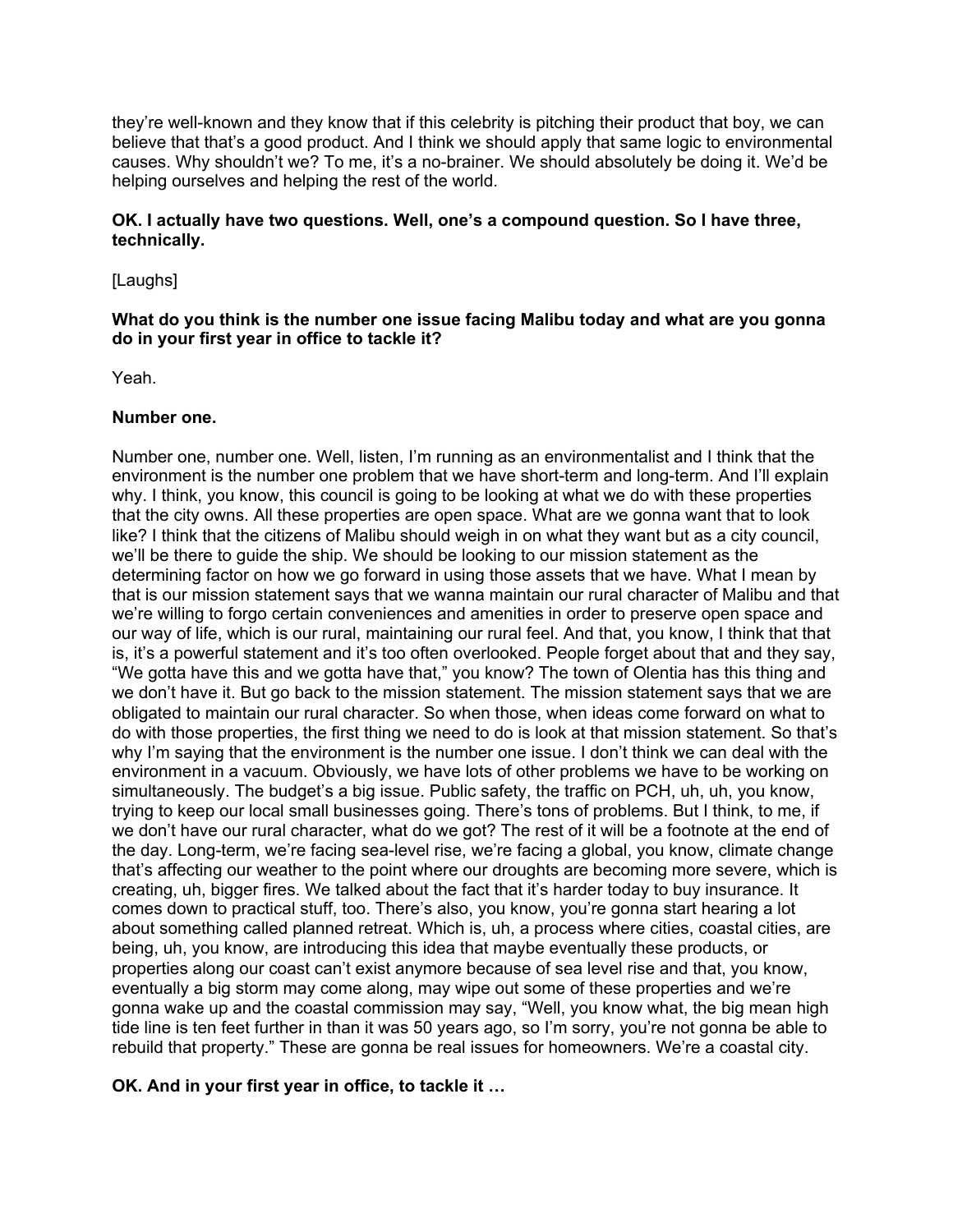they're well-known and they know that if this celebrity is pitching their product that boy, we can believe that that's a good product. And I think we should apply that same logic to environmental causes. Why shouldn't we? To me, it's a no-brainer. We should absolutely be doing it. We'd be helping ourselves and helping the rest of the world.

**OK. I actually have two questions. Well, one's a compound question. So I have three, technically.**

[Laughs]

**What do you think is the number one issue facing Malibu today and what are you gonna do in your first year in office to tackle it?**

Yeah.

**Number one.**

Number one, number one. Well, listen, I'm running as an environmentalist and I think that the environment is the number one problem that we have short-term and long-term. And I'll explain why. I think, you know, this council is going to be looking at what we do with these properties that the city owns. All these properties are open space. What are we gonna want that to look like? I think that the citizens of Malibu should weigh in on what they want but as a city council, we'll be there to guide the ship. We should be looking to our mission statement as the determining factor on how we go forward in using those assets that we have. What I mean by that is our mission statement says that we wanna maintain our rural character of Malibu and that we're willing to forgo certain conveniences and amenities in order to preserve open space and our way of life, which is our rural, maintaining our rural feel. And that, you know, I think that that is, it's a powerful statement and it's too often overlooked. People forget about that and they say, "We gotta have this and we gotta have that," you know? The town of Olentia has this thing and we don't have it. But go back to the mission statement. The mission statement says that we are obligated to maintain our rural character. So when those, when ideas come forward on what to do with those properties, the first thing we need to do is look at that mission statement. So that's why I'm saying that the environment is the number one issue. I don't think we can deal with the environment in a vacuum. Obviously, we have lots of other problems we have to be working on simultaneously. The budget's a big issue. Public safety, the traffic on PCH, uh, uh, you know, trying to keep our local small businesses going. There's tons of problems. But I think, to me, if we don't have our rural character, what do we got? The rest of it will be a footnote at the end of the day. Long-term, we're facing sea-level rise, we're facing a global, you know, climate change that's affecting our weather to the point where our droughts are becoming more severe, which is creating, uh, bigger fires. We talked about the fact that it's harder today to buy insurance. It comes down to practical stuff, too. There's also, you know, you're gonna start hearing a lot about something called planned retreat. Which is, uh, a process where cities, coastal cities, are being, uh, you know, are introducing this idea that maybe eventually these products, or properties along our coast can't exist anymore because of sea level rise and that, you know, eventually a big storm may come along, may wipe out some of these properties and we're gonna wake up and the coastal commission may say, "Well, you know what, the big mean high tide line is ten feet further in than it was 50 years ago, so I'm sorry, you're not gonna be able to rebuild that property." These are gonna be real issues for homeowners. We're a coastal city.

**OK. And in your first year in office, to tackle it …**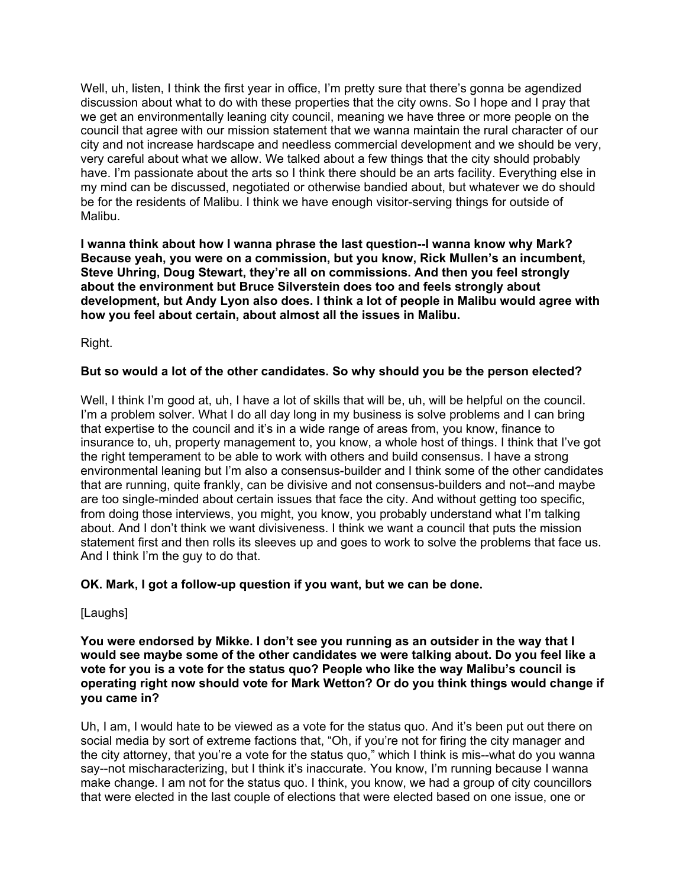Well, uh, listen, I think the first year in office, I'm pretty sure that there's gonna be agendized discussion about what to do with these properties that the city owns. So I hope and I pray that we get an environmentally leaning city council, meaning we have three or more people on the council that agree with our mission statement that we wanna maintain the rural character of our city and not increase hardscape and needless commercial development and we should be very, very careful about what we allow. We talked about a few things that the city should probably have. I'm passionate about the arts so I think there should be an arts facility. Everything else in my mind can be discussed, negotiated or otherwise bandied about, but whatever we do should be for the residents of Malibu. I think we have enough visitor-serving things for outside of Malibu.

**I wanna think about how I wanna phrase the last question--I wanna know why Mark? Because yeah, you were on a commission, but you know, Rick Mullen's an incumbent, Steve Uhring, Doug Stewart, they're all on commissions. And then you feel strongly about the environment but Bruce Silverstein does too and feels strongly about development, but Andy Lyon also does. I think a lot of people in Malibu would agree with how you feel about certain, about almost all the issues in Malibu.**

Right.

**But so would a lot of the other candidates. So why should you be the person elected?**

Well, I think I'm good at, uh, I have a lot of skills that will be, uh, will be helpful on the council. I'm a problem solver. What I do all day long in my business is solve problems and I can bring that expertise to the council and it's in a wide range of areas from, you know, finance to insurance to, uh, property management to, you know, a whole host of things. I think that I've got the right temperament to be able to work with others and build consensus. I have a strong environmental leaning but I'm also a consensus-builder and I think some of the other candidates that are running, quite frankly, can be divisive and not consensus-builders and not--and maybe are too single-minded about certain issues that face the city. And without getting too specific, from doing those interviews, you might, you know, you probably understand what I'm talking about. And I don't think we want divisiveness. I think we want a council that puts the mission statement first and then rolls its sleeves up and goes to work to solve the problems that face us. And I think I'm the guy to do that.

**OK. Mark, I got a follow-up question if you want, but we can be done.**

[Laughs]

**You were endorsed by Mikke. I don't see you running as an outsider in the way that I would see maybe some of the other candidates we were talking about. Do you feel like a vote for you is a vote for the status quo? People who like the way Malibu's council is operating right now should vote for Mark Wetton? Or do you think things would change if you came in?**

Uh, I am, I would hate to be viewed as a vote for the status quo. And it's been put out there on social media by sort of extreme factions that, "Oh, if you're not for firing the city manager and the city attorney, that you're a vote for the status quo," which I think is mis--what do you wanna say--not mischaracterizing, but I think it's inaccurate. You know, I'm running because I wanna make change. I am not for the status quo. I think, you know, we had a group of city councillors that were elected in the last couple of elections that were elected based on one issue, one or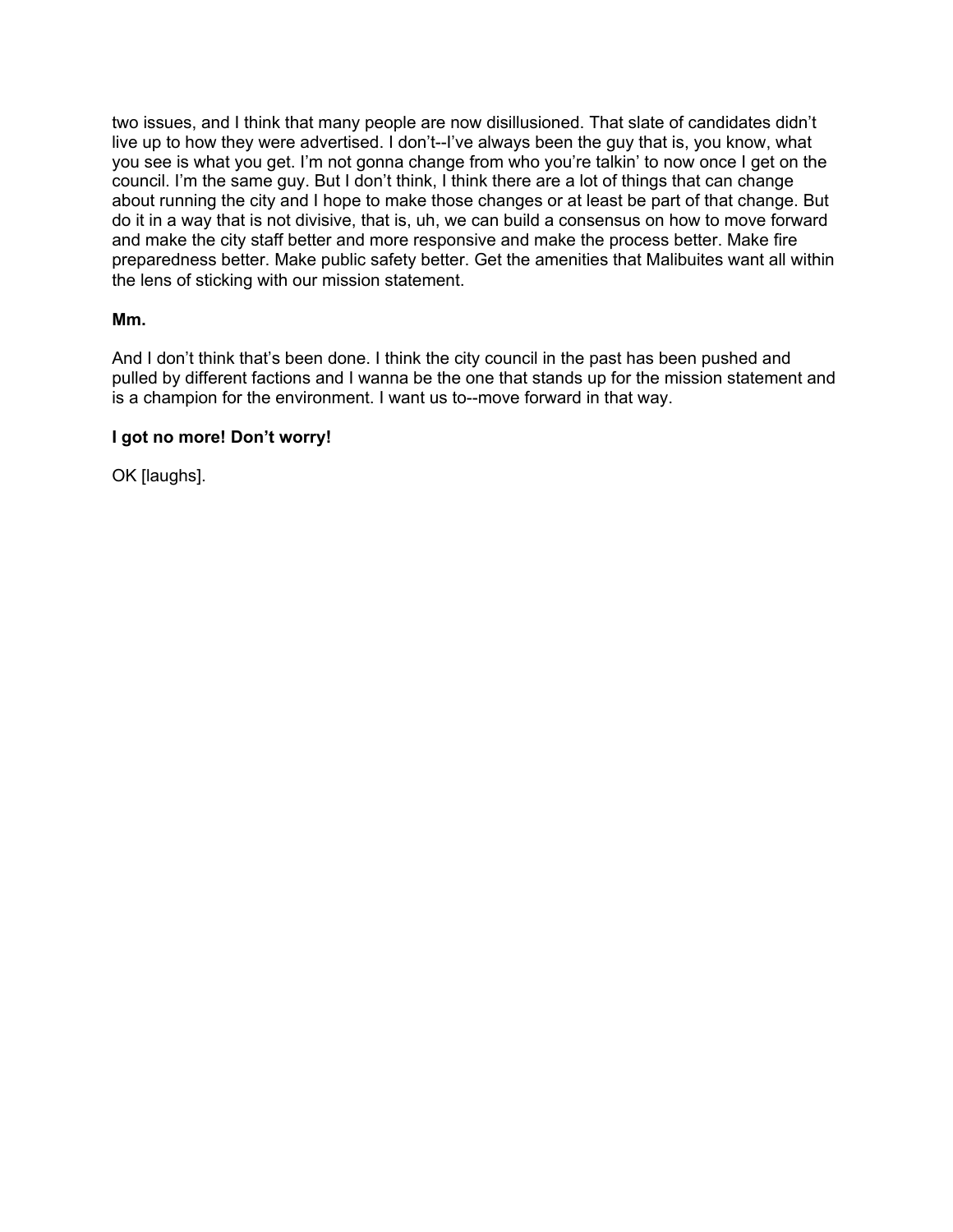two issues, and I think that many people are now disillusioned. That slate of candidates didn't live up to how they were advertised. I don't--I've always been the guy that is, you know, what you see is what you get. I'm not gonna change from who you're talkin' to now once I get on the council. I'm the same guy. But I don't think, I think there are a lot of things that can change about running the city and I hope to make those changes or at least be part of that change. But do it in a way that is not divisive, that is, uh, we can build a consensus on how to move forward and make the city staff better and more responsive and make the process better. Make fire preparedness better. Make public safety better. Get the amenities that Malibuites want all within the lens of sticking with our mission statement.

**Mm.**

And I don't think that's been done. I think the city council in the past has been pushed and pulled by different factions and I wanna be the one that stands up for the mission statement and is a champion for the environment. I want us to--move forward in that way.

**I got no more! Don't worry!**

OK [laughs].